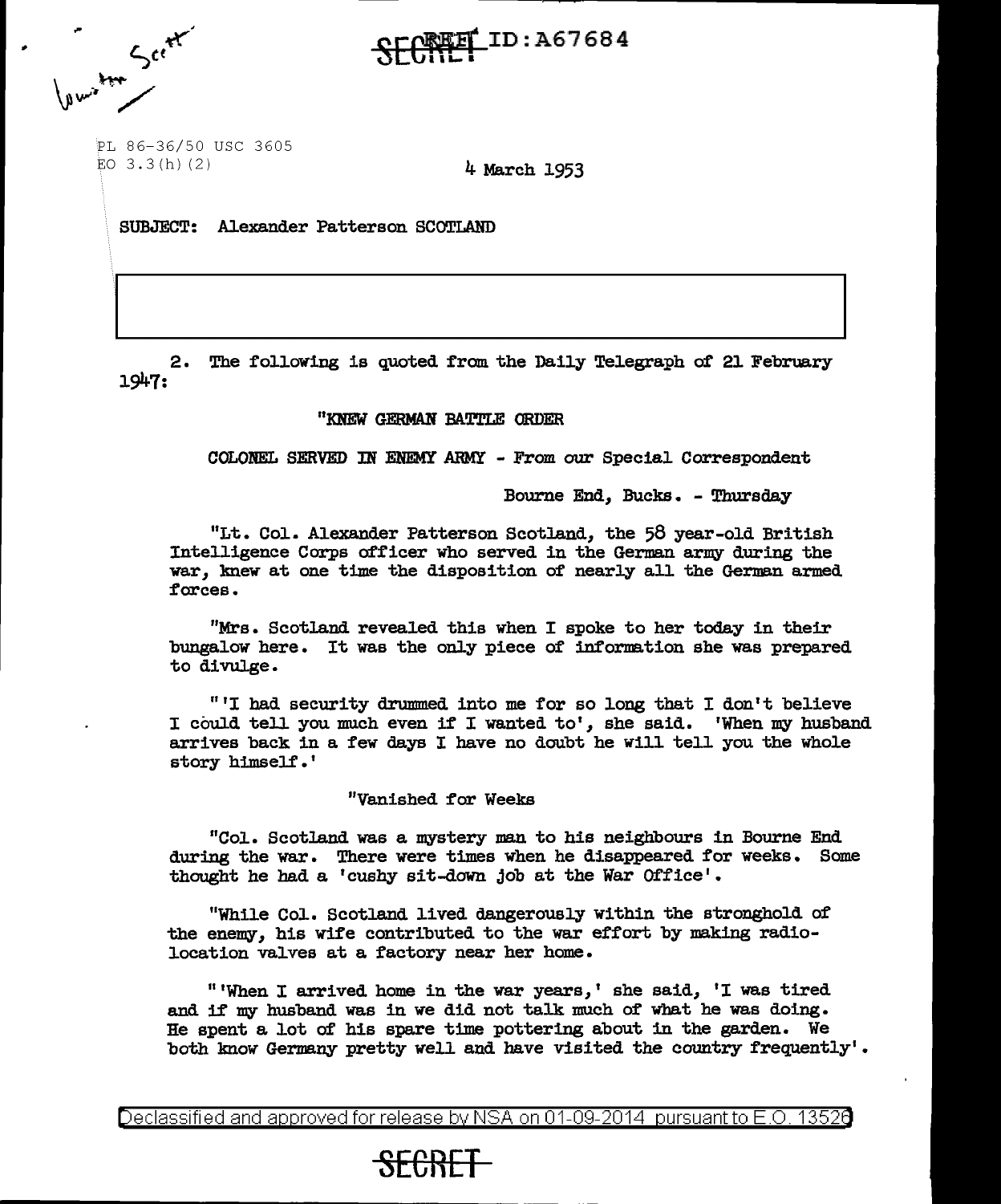SECRET ID:A67684

PL 86-36/50 USC 3605
EO 3.3(h)(2)

4 March 1953

SUBJECT: Alexander Patterson SCOTLAND

2. The following is quoted from the Daily Telegraph of 21 February 1947:

"KNEW GERMAN BATTLE ORDER

COLONEL SERVED IN ENEMY ARMY - From our Special Correspondent

Bourne End, Bucks. - Thursday

"Lt. Col. Alexander Patterson Scotland, the 58 year-old British Intelligence Corps officer who served in the German army during the war, knew at one time the disposition of nearly all the German armed forces.

"Mrs. Scotland revealed this when I spoke to her today in their bungalow here. It was the only piece of information she was prepared to divulge.

"'I had security drummed into me for so long that I don't believe I could tell you much even if I wanted to', she said. 'When my husband arrives back in a few days I have no doubt he will tell you the whole story himself.'

"Vanished for Weeks

"Col. Scotland was a mystery man to his neighbours in Bourne End during the war. There were times when he disappeared for weeks. Some thought he had a 'cushy sit-down job at the War Office'.

"While Col. Scotland lived dangerously within the stronghold of the enemy, his wife contributed to the war effort by making radio-location valves at a factory near her home.

"'When I arrived home in the war years,' she said, 'I was tired and if my husband was in we did not talk much of what he was doing. He spent a lot of his spare time pottering about in the garden. We both know Germany pretty well and have visited the country frequently'.

Declassified and approved for release by NSA on 01-09-2014 pursuant to E.O. 13526

SECRET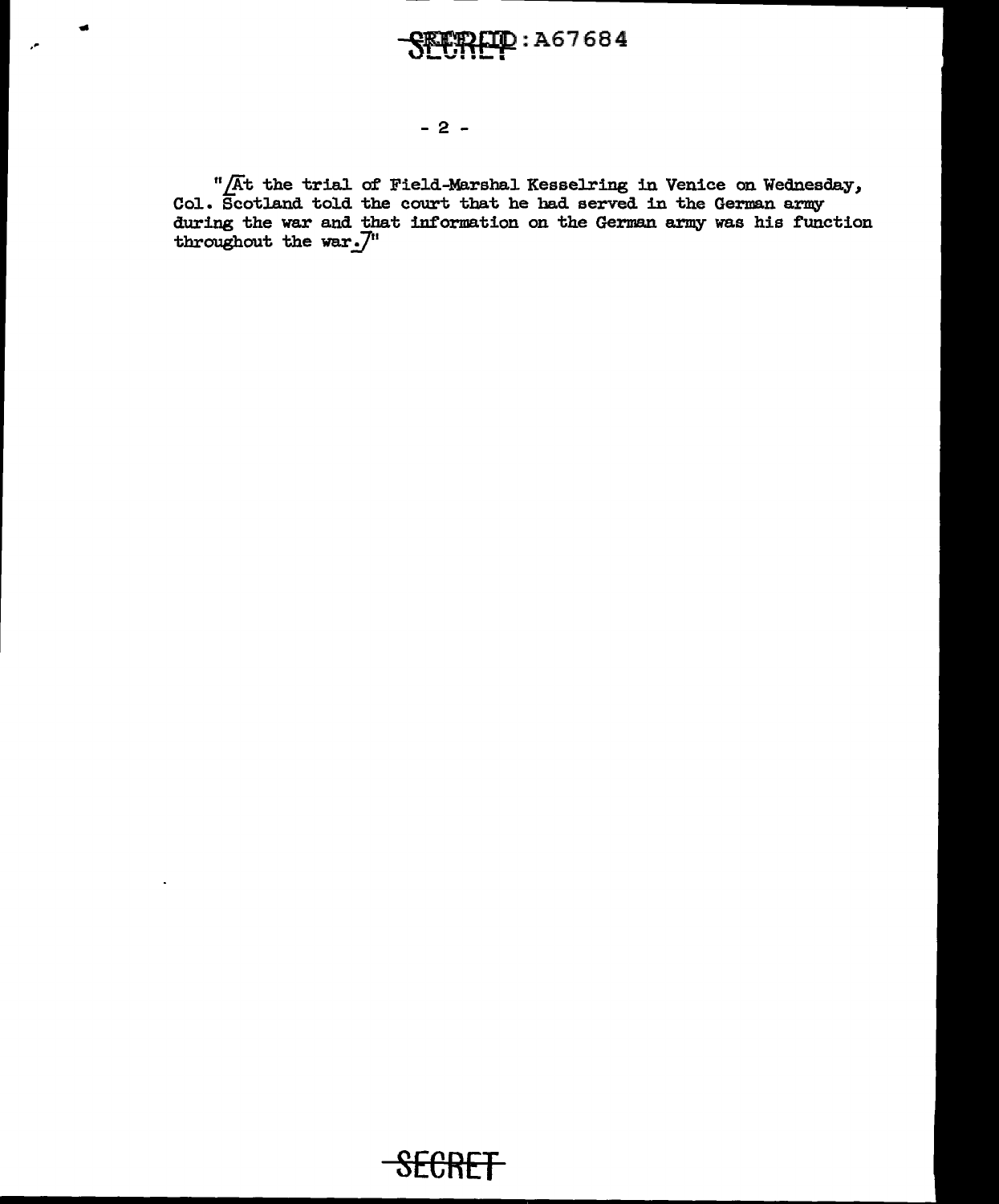"[At the trial of Field-Marshal Kesselring in Venice on Wednesday, Col. Scotland told the court that he had served in the German army during the war and that information on the German army was his function throughout the war.]"

SECRET